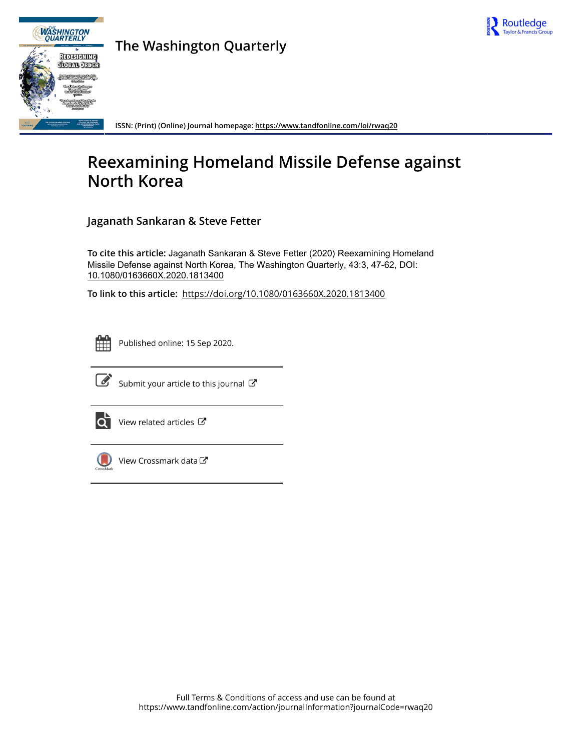The Washington Quarterly

ISSN: (Print) (Online) Journal homepage: https://www.tandfonline.com/loi/rwaq20

# Reexamining Homeland Missile Defense against North Korea

**Jaganath Sankaran & Steve Fetter**

**To cite this article:** Jaganath Sankaran & Steve Fetter (2020) Reexamining Homeland Missile Defense against North Korea, The Washington Quarterly, 43:3, 47-62, DOI: 10.1080/0163660X.2020.1813400

**To link to this article:** https://doi.org/10.1080/0163660X.2020.1813400

Published online: 15 Sep 2020.

Submit your article to this journal

View related articles

View Crossmark data

Full Terms & Conditions of access and use can be found at https://www.tandfonline.com/action/journalInformation?journalCode=rwaq20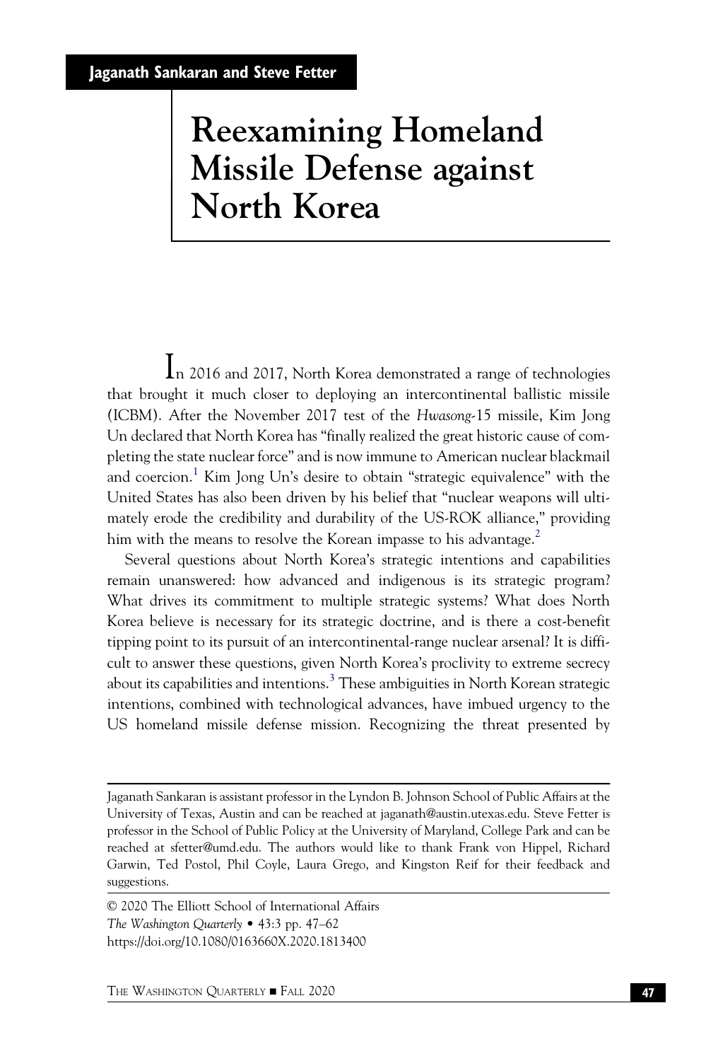Jaganath Sankaran and Steve Fetter

# Reexamining Homeland Missile Defense against North Korea

In 2016 and 2017, North Korea demonstrated a range of technologies that brought it much closer to deploying an intercontinental ballistic missile (ICBM). After the November 2017 test of the *Hwasong*-15 missile, Kim Jong Un declared that North Korea has "finally realized the great historic cause of completing the state nuclear force" and is now immune to American nuclear blackmail and coercion.[1] Kim Jong Un's desire to obtain "strategic equivalence" with the United States has also been driven by his belief that "nuclear weapons will ultimately erode the credibility and durability of the US-ROK alliance," providing him with the means to resolve the Korean impasse to his advantage.[2]

Several questions about North Korea's strategic intentions and capabilities remain unanswered: how advanced and indigenous is its strategic program? What drives its commitment to multiple strategic systems? What does North Korea believe is necessary for its strategic doctrine, and is there a cost-benefit tipping point to its pursuit of an intercontinental-range nuclear arsenal? It is difficult to answer these questions, given North Korea's proclivity to extreme secrecy about its capabilities and intentions.[3] These ambiguities in North Korean strategic intentions, combined with technological advances, have imbued urgency to the US homeland missile defense mission. Recognizing the threat presented by

Jaganath Sankaran is assistant professor in the Lyndon B. Johnson School of Public Affairs at the University of Texas, Austin and can be reached at jaganath@austin.utexas.edu. Steve Fetter is professor in the School of Public Policy at the University of Maryland, College Park and can be reached at sfetter@umd.edu. The authors would like to thank Frank von Hippel, Richard Garwin, Ted Postol, Phil Coyle, Laura Grego, and Kingston Reif for their feedback and suggestions.

© 2020 The Elliott School of International Affairs
*The Washington Quarterly* • 43:3 pp. 47–62
https://doi.org/10.1080/0163660X.2020.1813400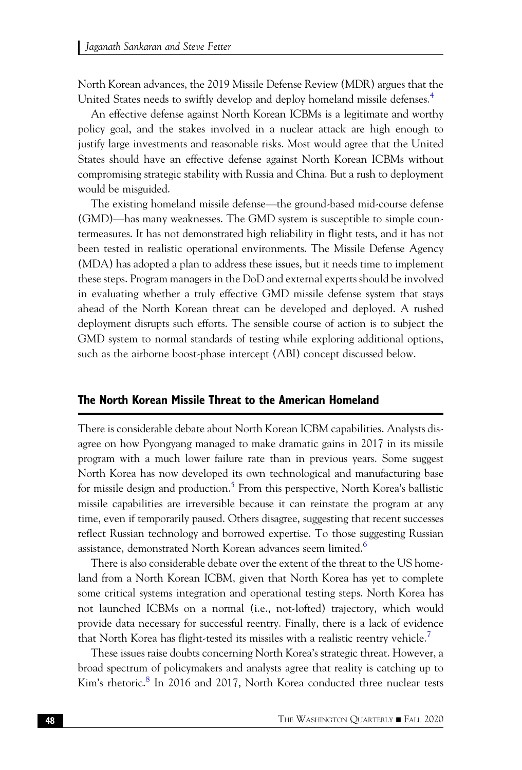North Korean advances, the 2019 Missile Defense Review (MDR) argues that the United States needs to swiftly develop and deploy homeland missile defenses.[4]

An effective defense against North Korean ICBMs is a legitimate and worthy policy goal, and the stakes involved in a nuclear attack are high enough to justify large investments and reasonable risks. Most would agree that the United States should have an effective defense against North Korean ICBMs without compromising strategic stability with Russia and China. But a rush to deployment would be misguided.

The existing homeland missile defense—the ground-based mid-course defense (GMD)—has many weaknesses. The GMD system is susceptible to simple countermeasures. It has not demonstrated high reliability in flight tests, and it has not been tested in realistic operational environments. The Missile Defense Agency (MDA) has adopted a plan to address these issues, but it needs time to implement these steps. Program managers in the DoD and external experts should be involved in evaluating whether a truly effective GMD missile defense system that stays ahead of the North Korean threat can be developed and deployed. A rushed deployment disrupts such efforts. The sensible course of action is to subject the GMD system to normal standards of testing while exploring additional options, such as the airborne boost-phase intercept (ABI) concept discussed below.

## The North Korean Missile Threat to the American Homeland

There is considerable debate about North Korean ICBM capabilities. Analysts disagree on how Pyongyang managed to make dramatic gains in 2017 in its missile program with a much lower failure rate than in previous years. Some suggest North Korea has now developed its own technological and manufacturing base for missile design and production.[5] From this perspective, North Korea's ballistic missile capabilities are irreversible because it can reinstate the program at any time, even if temporarily paused. Others disagree, suggesting that recent successes reflect Russian technology and borrowed expertise. To those suggesting Russian assistance, demonstrated North Korean advances seem limited.[6]

There is also considerable debate over the extent of the threat to the US homeland from a North Korean ICBM, given that North Korea has yet to complete some critical systems integration and operational testing steps. North Korea has not launched ICBMs on a normal (i.e., not-lofted) trajectory, which would provide data necessary for successful reentry. Finally, there is a lack of evidence that North Korea has flight-tested its missiles with a realistic reentry vehicle.[7]

These issues raise doubts concerning North Korea's strategic threat. However, a broad spectrum of policymakers and analysts agree that reality is catching up to Kim's rhetoric.[8] In 2016 and 2017, North Korea conducted three nuclear tests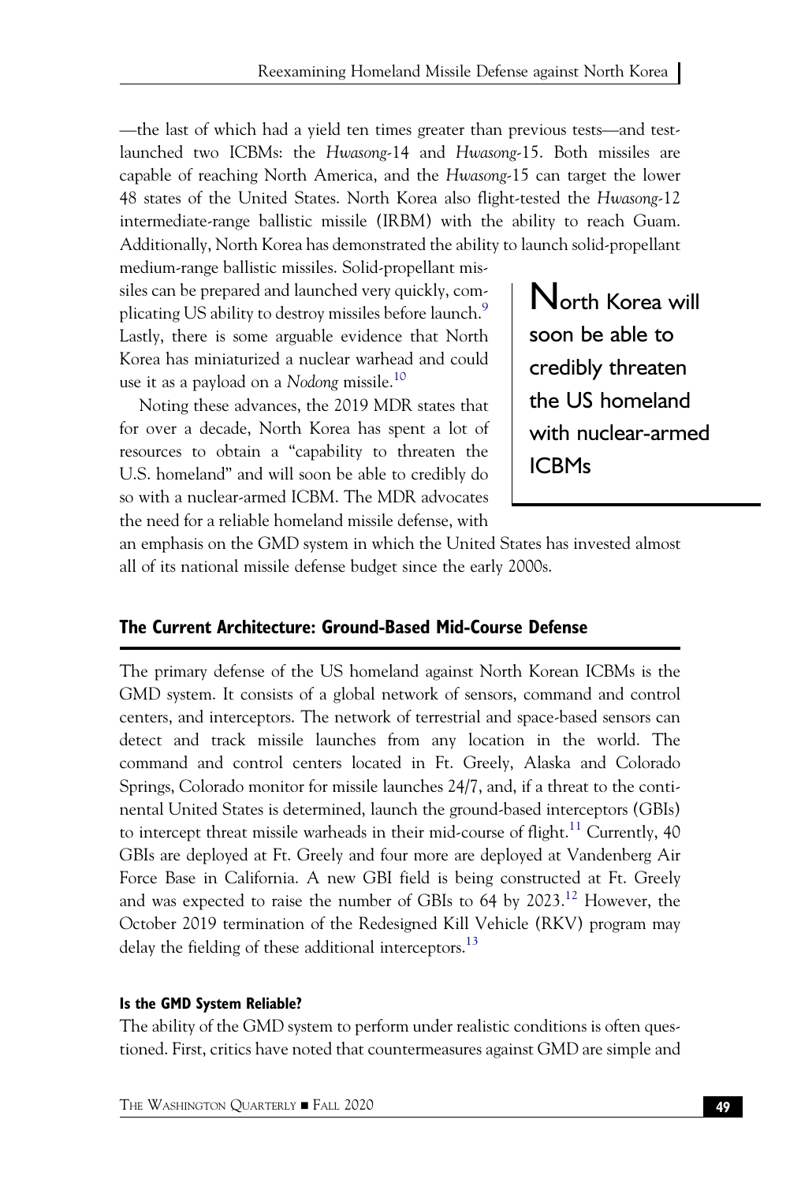—the last of which had a yield ten times greater than previous tests—and test-launched two ICBMs: the *Hwasong*-14 and *Hwasong*-15. Both missiles are capable of reaching North America, and the *Hwasong*-15 can target the lower 48 states of the United States. North Korea also flight-tested the *Hwasong*-12 intermediate-range ballistic missile (IRBM) with the ability to reach Guam. Additionally, North Korea has demonstrated the ability to launch solid-propellant medium-range ballistic missiles. Solid-propellant missiles can be prepared and launched very quickly, complicating US ability to destroy missiles before launch.[9] Lastly, there is some arguable evidence that North Korea has miniaturized a nuclear warhead and could use it as a payload on a *Nodong* missile.[10]

> North Korea will soon be able to credibly threaten the US homeland with nuclear-armed ICBMs

Noting these advances, the 2019 MDR states that for over a decade, North Korea has spent a lot of resources to obtain a "capability to threaten the U.S. homeland" and will soon be able to credibly do so with a nuclear-armed ICBM. The MDR advocates the need for a reliable homeland missile defense, with an emphasis on the GMD system in which the United States has invested almost all of its national missile defense budget since the early 2000s.

## The Current Architecture: Ground-Based Mid-Course Defense

The primary defense of the US homeland against North Korean ICBMs is the GMD system. It consists of a global network of sensors, command and control centers, and interceptors. The network of terrestrial and space-based sensors can detect and track missile launches from any location in the world. The command and control centers located in Ft. Greely, Alaska and Colorado Springs, Colorado monitor for missile launches 24/7, and, if a threat to the continental United States is determined, launch the ground-based interceptors (GBIs) to intercept threat missile warheads in their mid-course of flight.[11] Currently, 40 GBIs are deployed at Ft. Greely and four more are deployed at Vandenberg Air Force Base in California. A new GBI field is being constructed at Ft. Greely and was expected to raise the number of GBIs to 64 by 2023.[12] However, the October 2019 termination of the Redesigned Kill Vehicle (RKV) program may delay the fielding of these additional interceptors.[13]

### Is the GMD System Reliable?

The ability of the GMD system to perform under realistic conditions is often questioned. First, critics have noted that countermeasures against GMD are simple and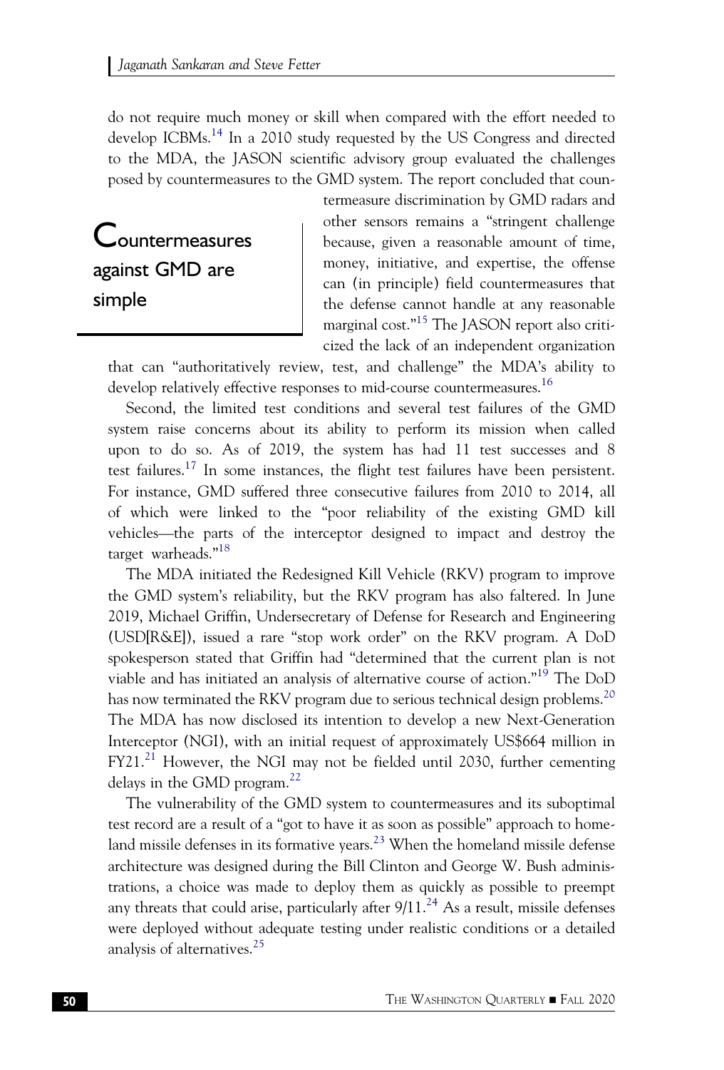do not require much money or skill when compared with the effort needed to develop ICBMs.[14] In a 2010 study requested by the US Congress and directed to the MDA, the JASON scientific advisory group evaluated the challenges posed by countermeasures to the GMD system. The report concluded that countermeasure discrimination by GMD radars and other sensors remains a "stringent challenge because, given a reasonable amount of time, money, initiative, and expertise, the offense can (in principle) field countermeasures that the defense cannot handle at any reasonable marginal cost."[15] The JASON report also criticized the lack of an independent organization that can "authoritatively review, test, and challenge" the MDA's ability to develop relatively effective responses to mid-course countermeasures.[16]

> Countermeasures against GMD are simple

Second, the limited test conditions and several test failures of the GMD system raise concerns about its ability to perform its mission when called upon to do so. As of 2019, the system has had 11 test successes and 8 test failures.[17] In some instances, the flight test failures have been persistent. For instance, GMD suffered three consecutive failures from 2010 to 2014, all of which were linked to the "poor reliability of the existing GMD kill vehicles—the parts of the interceptor designed to impact and destroy the target warheads."[18]

The MDA initiated the Redesigned Kill Vehicle (RKV) program to improve the GMD system's reliability, but the RKV program has also faltered. In June 2019, Michael Griffin, Undersecretary of Defense for Research and Engineering (USD[R&E]), issued a rare "stop work order" on the RKV program. A DoD spokesperson stated that Griffin had "determined that the current plan is not viable and has initiated an analysis of alternative course of action."[19] The DoD has now terminated the RKV program due to serious technical design problems.[20] The MDA has now disclosed its intention to develop a new Next-Generation Interceptor (NGI), with an initial request of approximately US$664 million in FY21.[21] However, the NGI may not be fielded until 2030, further cementing delays in the GMD program.[22]

The vulnerability of the GMD system to countermeasures and its suboptimal test record are a result of a "got to have it as soon as possible" approach to homeland missile defenses in its formative years.[23] When the homeland missile defense architecture was designed during the Bill Clinton and George W. Bush administrations, a choice was made to deploy them as quickly as possible to preempt any threats that could arise, particularly after 9/11.[24] As a result, missile defenses were deployed without adequate testing under realistic conditions or a detailed analysis of alternatives.[25]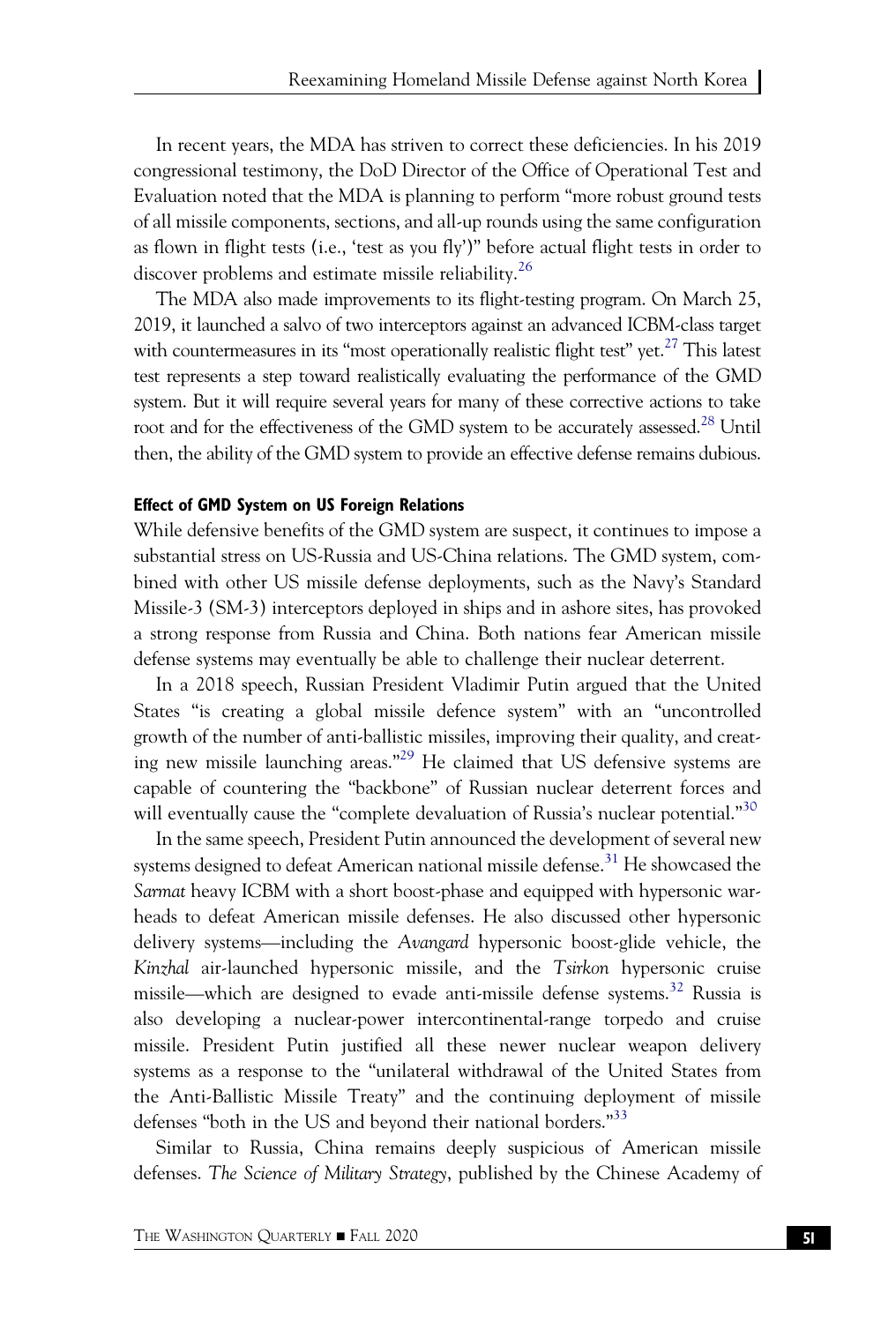In recent years, the MDA has striven to correct these deficiencies. In his 2019 congressional testimony, the DoD Director of the Office of Operational Test and Evaluation noted that the MDA is planning to perform "more robust ground tests of all missile components, sections, and all-up rounds using the same configuration as flown in flight tests (i.e., 'test as you fly')" before actual flight tests in order to discover problems and estimate missile reliability.[26]

The MDA also made improvements to its flight-testing program. On March 25, 2019, it launched a salvo of two interceptors against an advanced ICBM-class target with countermeasures in its "most operationally realistic flight test" yet.[27] This latest test represents a step toward realistically evaluating the performance of the GMD system. But it will require several years for many of these corrective actions to take root and for the effectiveness of the GMD system to be accurately assessed.[28] Until then, the ability of the GMD system to provide an effective defense remains dubious.

#### Effect of GMD System on US Foreign Relations

While defensive benefits of the GMD system are suspect, it continues to impose a substantial stress on US-Russia and US-China relations. The GMD system, combined with other US missile defense deployments, such as the Navy's Standard Missile-3 (SM-3) interceptors deployed in ships and in ashore sites, has provoked a strong response from Russia and China. Both nations fear American missile defense systems may eventually be able to challenge their nuclear deterrent.

In a 2018 speech, Russian President Vladimir Putin argued that the United States "is creating a global missile defence system" with an "uncontrolled growth of the number of anti-ballistic missiles, improving their quality, and creating new missile launching areas."[29] He claimed that US defensive systems are capable of countering the "backbone" of Russian nuclear deterrent forces and will eventually cause the "complete devaluation of Russia's nuclear potential."[30]

In the same speech, President Putin announced the development of several new systems designed to defeat American national missile defense.[31] He showcased the *Sarmat* heavy ICBM with a short boost-phase and equipped with hypersonic warheads to defeat American missile defenses. He also discussed other hypersonic delivery systems—including the *Avangard* hypersonic boost-glide vehicle, the *Kinzhal* air-launched hypersonic missile, and the *Tsirkon* hypersonic cruise missile—which are designed to evade anti-missile defense systems.[32] Russia is also developing a nuclear-power intercontinental-range torpedo and cruise missile. President Putin justified all these newer nuclear weapon delivery systems as a response to the "unilateral withdrawal of the United States from the Anti-Ballistic Missile Treaty" and the continuing deployment of missile defenses "both in the US and beyond their national borders."[33]

Similar to Russia, China remains deeply suspicious of American missile defenses. *The Science of Military Strategy*, published by the Chinese Academy of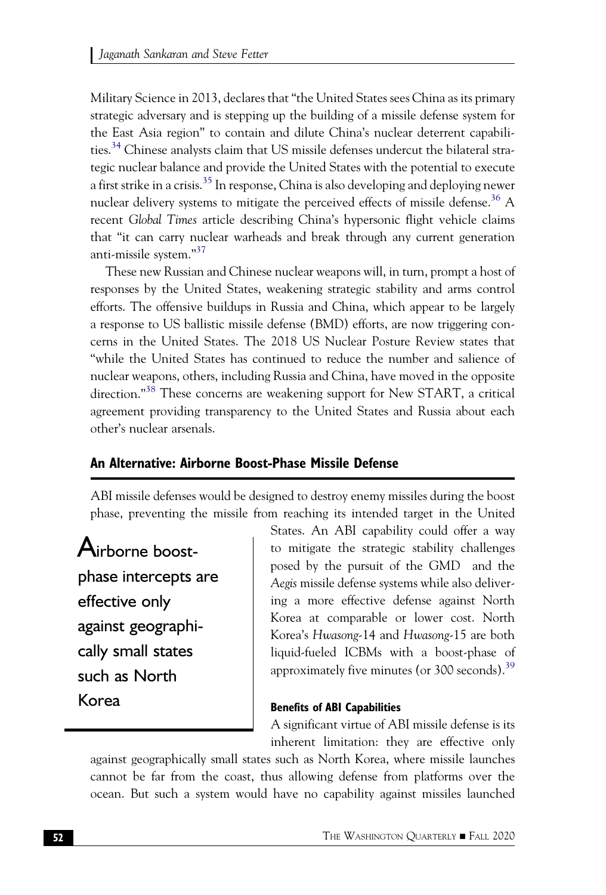Military Science in 2013, declares that "the United States sees China as its primary strategic adversary and is stepping up the building of a missile defense system for the East Asia region" to contain and dilute China's nuclear deterrent capabilities.[34] Chinese analysts claim that US missile defenses undercut the bilateral strategic nuclear balance and provide the United States with the potential to execute a first strike in a crisis.[35] In response, China is also developing and deploying newer nuclear delivery systems to mitigate the perceived effects of missile defense.[36] A recent *Global Times* article describing China's hypersonic flight vehicle claims that "it can carry nuclear warheads and break through any current generation anti-missile system."[37]

These new Russian and Chinese nuclear weapons will, in turn, prompt a host of responses by the United States, weakening strategic stability and arms control efforts. The offensive buildups in Russia and China, which appear to be largely a response to US ballistic missile defense (BMD) efforts, are now triggering concerns in the United States. The 2018 US Nuclear Posture Review states that "while the United States has continued to reduce the number and salience of nuclear weapons, others, including Russia and China, have moved in the opposite direction."[38] These concerns are weakening support for New START, a critical agreement providing transparency to the United States and Russia about each other's nuclear arsenals.

## An Alternative: Airborne Boost-Phase Missile Defense

ABI missile defenses would be designed to destroy enemy missiles during the boost phase, preventing the missile from reaching its intended target in the United States. An ABI capability could offer a way to mitigate the strategic stability challenges posed by the pursuit of the GMD and the *Aegis* missile defense systems while also delivering a more effective defense against North Korea at comparable or lower cost. North Korea's *Hwasong*-14 and *Hwasong*-15 are both liquid-fueled ICBMs with a boost-phase of approximately five minutes (or 300 seconds).[39]

> Airborne boost-phase intercepts are effective only against geographically small states such as North Korea

### Benefits of ABI Capabilities

A significant virtue of ABI missile defense is its inherent limitation: they are effective only against geographically small states such as North Korea, where missile launches cannot be far from the coast, thus allowing defense from platforms over the ocean. But such a system would have no capability against missiles launched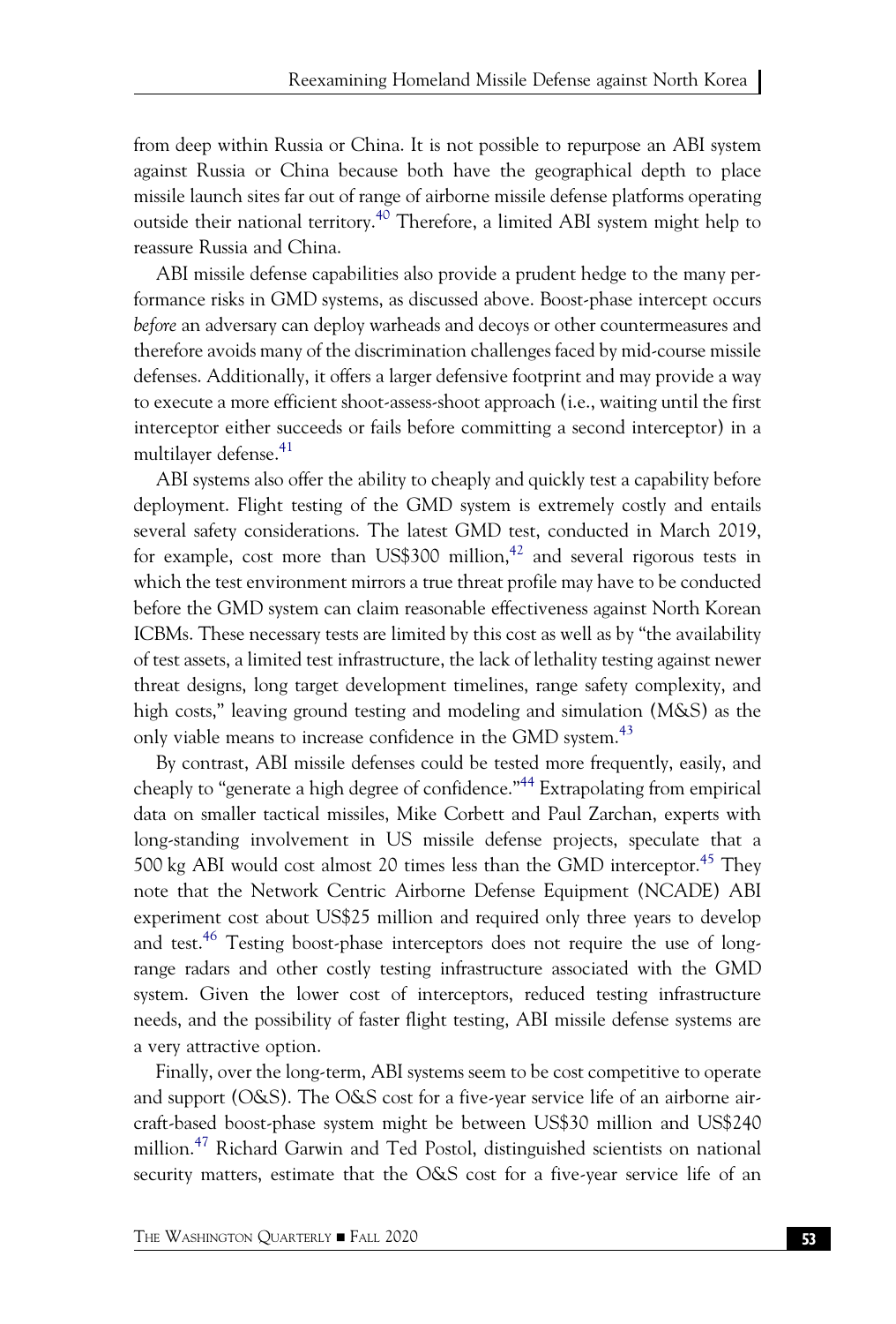from deep within Russia or China. It is not possible to repurpose an ABI system against Russia or China because both have the geographical depth to place missile launch sites far out of range of airborne missile defense platforms operating outside their national territory.[40] Therefore, a limited ABI system might help to reassure Russia and China.

ABI missile defense capabilities also provide a prudent hedge to the many performance risks in GMD systems, as discussed above. Boost-phase intercept occurs *before* an adversary can deploy warheads and decoys or other countermeasures and therefore avoids many of the discrimination challenges faced by mid-course missile defenses. Additionally, it offers a larger defensive footprint and may provide a way to execute a more efficient shoot-assess-shoot approach (i.e., waiting until the first interceptor either succeeds or fails before committing a second interceptor) in a multilayer defense.[41]

ABI systems also offer the ability to cheaply and quickly test a capability before deployment. Flight testing of the GMD system is extremely costly and entails several safety considerations. The latest GMD test, conducted in March 2019, for example, cost more than US$300 million,[42] and several rigorous tests in which the test environment mirrors a true threat profile may have to be conducted before the GMD system can claim reasonable effectiveness against North Korean ICBMs. These necessary tests are limited by this cost as well as by "the availability of test assets, a limited test infrastructure, the lack of lethality testing against newer threat designs, long target development timelines, range safety complexity, and high costs," leaving ground testing and modeling and simulation (M&S) as the only viable means to increase confidence in the GMD system.[43]

By contrast, ABI missile defenses could be tested more frequently, easily, and cheaply to "generate a high degree of confidence."[44] Extrapolating from empirical data on smaller tactical missiles, Mike Corbett and Paul Zarchan, experts with long-standing involvement in US missile defense projects, speculate that a 500 kg ABI would cost almost 20 times less than the GMD interceptor.[45] They note that the Network Centric Airborne Defense Equipment (NCADE) ABI experiment cost about US$25 million and required only three years to develop and test.[46] Testing boost-phase interceptors does not require the use of long-range radars and other costly testing infrastructure associated with the GMD system. Given the lower cost of interceptors, reduced testing infrastructure needs, and the possibility of faster flight testing, ABI missile defense systems are a very attractive option.

Finally, over the long-term, ABI systems seem to be cost competitive to operate and support (O&S). The O&S cost for a five-year service life of an airborne aircraft-based boost-phase system might be between US$30 million and US$240 million.[47] Richard Garwin and Ted Postol, distinguished scientists on national security matters, estimate that the O&S cost for a five-year service life of an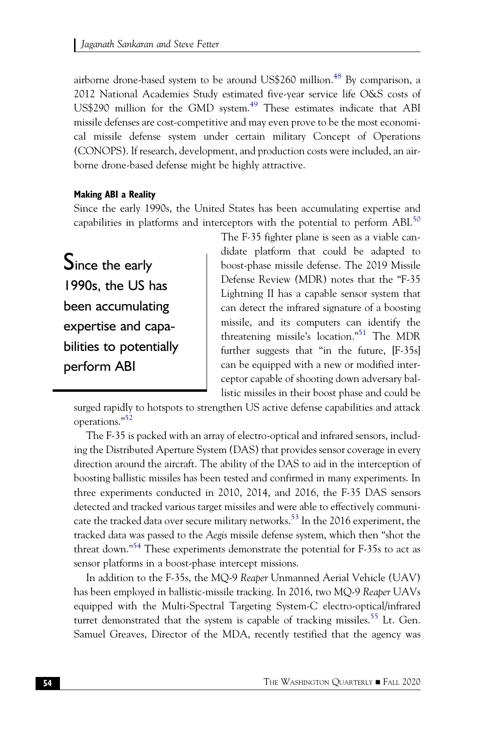airborne drone-based system to be around US$260 million.[48] By comparison, a 2012 National Academies Study estimated five-year service life O&S costs of US$290 million for the GMD system.[49] These estimates indicate that ABI missile defenses are cost-competitive and may even prove to be the most economical missile defense system under certain military Concept of Operations (CONOPS). If research, development, and production costs were included, an airborne drone-based defense might be highly attractive.

#### Making ABI a Reality

Since the early 1990s, the United States has been accumulating expertise and capabilities in platforms and interceptors with the potential to perform ABI.[50] The F-35 fighter plane is seen as a viable candidate platform that could be adapted to boost-phase missile defense. The 2019 Missile Defense Review (MDR) notes that the "F-35 Lightning II has a capable sensor system that can detect the infrared signature of a boosting missile, and its computers can identify the threatening missile's location."[51] The MDR further suggests that "in the future, [F-35s] can be equipped with a new or modified interceptor capable of shooting down adversary ballistic missiles in their boost phase and could be surged rapidly to hotspots to strengthen US active defense capabilities and attack operations."[52]

> Since the early 1990s, the US has been accumulating expertise and capabilities to potentially perform ABI

The F-35 is packed with an array of electro-optical and infrared sensors, including the Distributed Aperture System (DAS) that provides sensor coverage in every direction around the aircraft. The ability of the DAS to aid in the interception of boosting ballistic missiles has been tested and confirmed in many experiments. In three experiments conducted in 2010, 2014, and 2016, the F-35 DAS sensors detected and tracked various target missiles and were able to effectively communicate the tracked data over secure military networks.[53] In the 2016 experiment, the tracked data was passed to the *Aegis* missile defense system, which then "shot the threat down."[54] These experiments demonstrate the potential for F-35s to act as sensor platforms in a boost-phase intercept missions.

In addition to the F-35s, the MQ-9 *Reaper* Unmanned Aerial Vehicle (UAV) has been employed in ballistic-missile tracking. In 2016, two MQ-9 *Reaper* UAVs equipped with the Multi-Spectral Targeting System-C electro-optical/infrared turret demonstrated that the system is capable of tracking missiles.[55] Lt. Gen. Samuel Greaves, Director of the MDA, recently testified that the agency was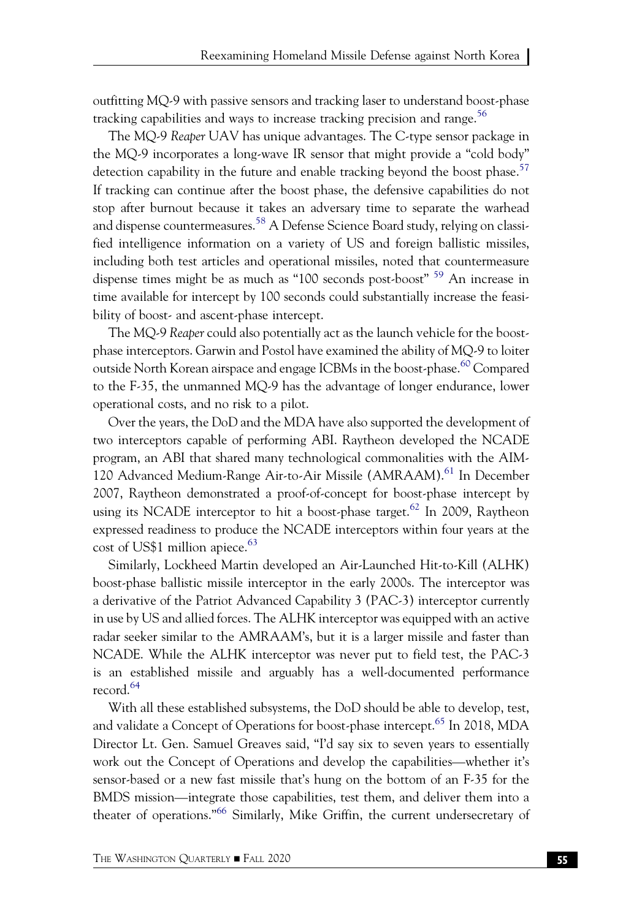outfitting MQ-9 with passive sensors and tracking laser to understand boost-phase tracking capabilities and ways to increase tracking precision and range.[56]

The MQ-9 *Reaper* UAV has unique advantages. The C-type sensor package in the MQ-9 incorporates a long-wave IR sensor that might provide a "cold body" detection capability in the future and enable tracking beyond the boost phase.[57] If tracking can continue after the boost phase, the defensive capabilities do not stop after burnout because it takes an adversary time to separate the warhead and dispense countermeasures.[58] A Defense Science Board study, relying on classified intelligence information on a variety of US and foreign ballistic missiles, including both test articles and operational missiles, noted that countermeasure dispense times might be as much as "100 seconds post-boost" [59] An increase in time available for intercept by 100 seconds could substantially increase the feasibility of boost- and ascent-phase intercept.

The MQ-9 *Reaper* could also potentially act as the launch vehicle for the boost-phase interceptors. Garwin and Postol have examined the ability of MQ-9 to loiter outside North Korean airspace and engage ICBMs in the boost-phase.[60] Compared to the F-35, the unmanned MQ-9 has the advantage of longer endurance, lower operational costs, and no risk to a pilot.

Over the years, the DoD and the MDA have also supported the development of two interceptors capable of performing ABI. Raytheon developed the NCADE program, an ABI that shared many technological commonalities with the AIM-120 Advanced Medium-Range Air-to-Air Missile (AMRAAM).[61] In December 2007, Raytheon demonstrated a proof-of-concept for boost-phase intercept by using its NCADE interceptor to hit a boost-phase target.[62] In 2009, Raytheon expressed readiness to produce the NCADE interceptors within four years at the cost of US$1 million apiece.[63]

Similarly, Lockheed Martin developed an Air-Launched Hit-to-Kill (ALHK) boost-phase ballistic missile interceptor in the early 2000s. The interceptor was a derivative of the Patriot Advanced Capability 3 (PAC-3) interceptor currently in use by US and allied forces. The ALHK interceptor was equipped with an active radar seeker similar to the AMRAAM's, but it is a larger missile and faster than NCADE. While the ALHK interceptor was never put to field test, the PAC-3 is an established missile and arguably has a well-documented performance record.[64]

With all these established subsystems, the DoD should be able to develop, test, and validate a Concept of Operations for boost-phase intercept.[65] In 2018, MDA Director Lt. Gen. Samuel Greaves said, "I'd say six to seven years to essentially work out the Concept of Operations and develop the capabilities—whether it's sensor-based or a new fast missile that's hung on the bottom of an F-35 for the BMDS mission—integrate those capabilities, test them, and deliver them into a theater of operations."[66] Similarly, Mike Griffin, the current undersecretary of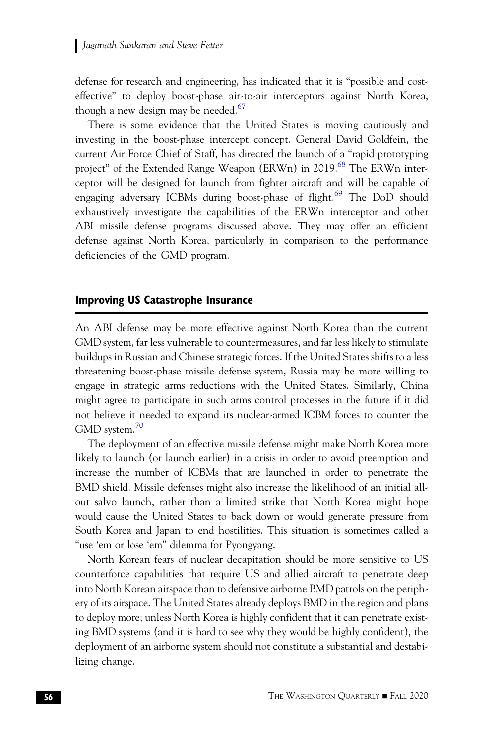defense for research and engineering, has indicated that it is "possible and cost-effective" to deploy boost-phase air-to-air interceptors against North Korea, though a new design may be needed.[67]

There is some evidence that the United States is moving cautiously and investing in the boost-phase intercept concept. General David Goldfein, the current Air Force Chief of Staff, has directed the launch of a "rapid prototyping project" of the Extended Range Weapon (ERWn) in 2019.[68] The ERWn interceptor will be designed for launch from fighter aircraft and will be capable of engaging adversary ICBMs during boost-phase of flight.[69] The DoD should exhaustively investigate the capabilities of the ERWn interceptor and other ABI missile defense programs discussed above. They may offer an efficient defense against North Korea, particularly in comparison to the performance deficiencies of the GMD program.

## Improving US Catastrophe Insurance

An ABI defense may be more effective against North Korea than the current GMD system, far less vulnerable to countermeasures, and far less likely to stimulate buildups in Russian and Chinese strategic forces. If the United States shifts to a less threatening boost-phase missile defense system, Russia may be more willing to engage in strategic arms reductions with the United States. Similarly, China might agree to participate in such arms control processes in the future if it did not believe it needed to expand its nuclear-armed ICBM forces to counter the GMD system.[70]

The deployment of an effective missile defense might make North Korea more likely to launch (or launch earlier) in a crisis in order to avoid preemption and increase the number of ICBMs that are launched in order to penetrate the BMD shield. Missile defenses might also increase the likelihood of an initial all-out salvo launch, rather than a limited strike that North Korea might hope would cause the United States to back down or would generate pressure from South Korea and Japan to end hostilities. This situation is sometimes called a "use 'em or lose 'em" dilemma for Pyongyang.

North Korean fears of nuclear decapitation should be more sensitive to US counterforce capabilities that require US and allied aircraft to penetrate deep into North Korean airspace than to defensive airborne BMD patrols on the periphery of its airspace. The United States already deploys BMD in the region and plans to deploy more; unless North Korea is highly confident that it can penetrate existing BMD systems (and it is hard to see why they would be highly confident), the deployment of an airborne system should not constitute a substantial and destabilizing change.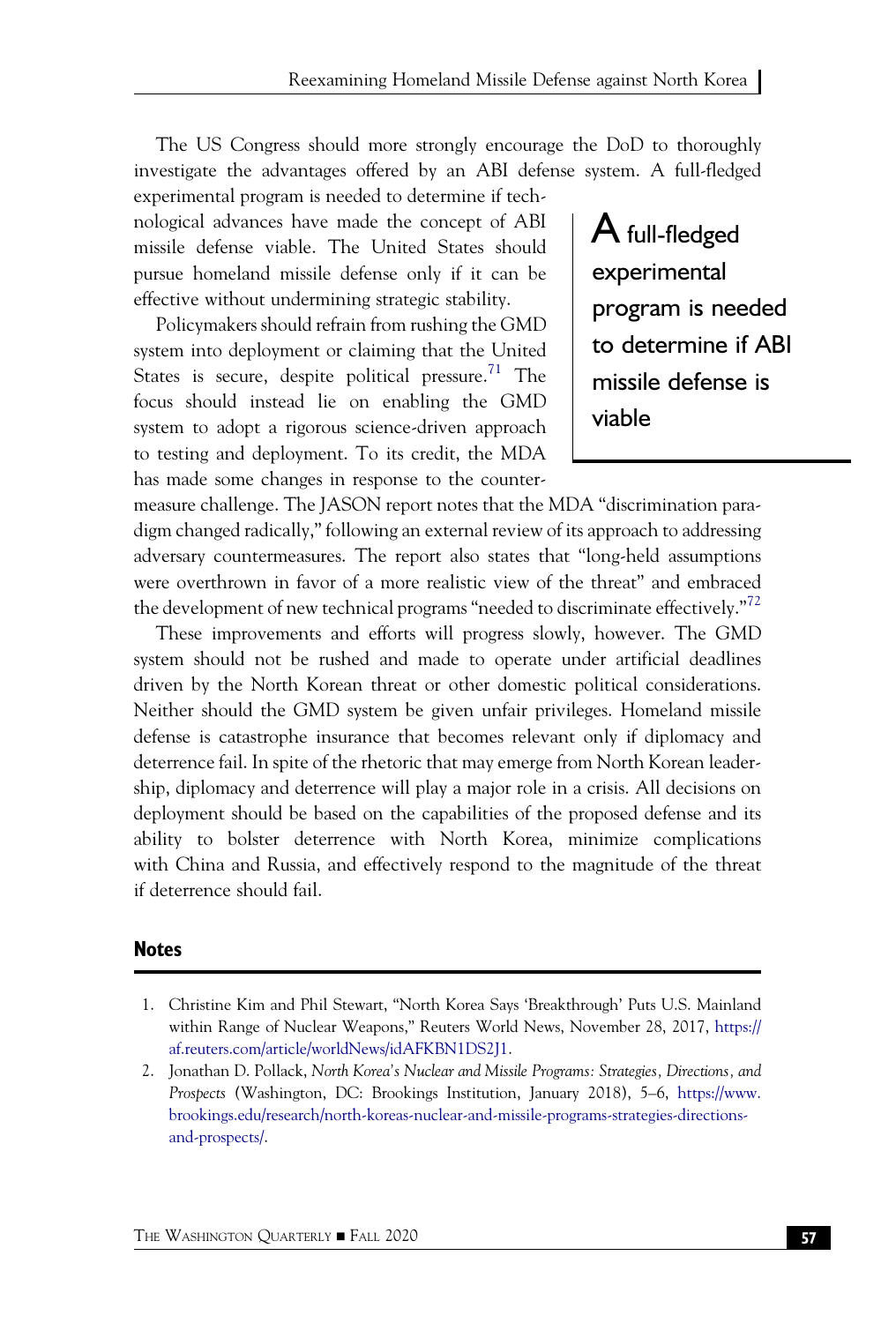The US Congress should more strongly encourage the DoD to thoroughly investigate the advantages offered by an ABI defense system. A full-fledged experimental program is needed to determine if technological advances have made the concept of ABI missile defense viable. The United States should pursue homeland missile defense only if it can be effective without undermining strategic stability.

> A full-fledged experimental program is needed to determine if ABI missile defense is viable

Policymakers should refrain from rushing the GMD system into deployment or claiming that the United States is secure, despite political pressure.[71] The focus should instead lie on enabling the GMD system to adopt a rigorous science-driven approach to testing and deployment. To its credit, the MDA has made some changes in response to the countermeasure challenge. The JASON report notes that the MDA "discrimination paradigm changed radically," following an external review of its approach to addressing adversary countermeasures. The report also states that "long-held assumptions were overthrown in favor of a more realistic view of the threat" and embraced the development of new technical programs "needed to discriminate effectively."[72]

These improvements and efforts will progress slowly, however. The GMD system should not be rushed and made to operate under artificial deadlines driven by the North Korean threat or other domestic political considerations. Neither should the GMD system be given unfair privileges. Homeland missile defense is catastrophe insurance that becomes relevant only if diplomacy and deterrence fail. In spite of the rhetoric that may emerge from North Korean leadership, diplomacy and deterrence will play a major role in a crisis. All decisions on deployment should be based on the capabilities of the proposed defense and its ability to bolster deterrence with North Korea, minimize complications with China and Russia, and effectively respond to the magnitude of the threat if deterrence should fail.

## Notes

1. Christine Kim and Phil Stewart, "North Korea Says 'Breakthrough' Puts U.S. Mainland within Range of Nuclear Weapons," Reuters World News, November 28, 2017, https://af.reuters.com/article/worldNews/idAFKBN1DS2J1.
2. Jonathan D. Pollack, *North Korea's Nuclear and Missile Programs: Strategies, Directions, and Prospects* (Washington, DC: Brookings Institution, January 2018), 5–6, https://www.brookings.edu/research/north-koreas-nuclear-and-missile-programs-strategies-directions-and-prospects/.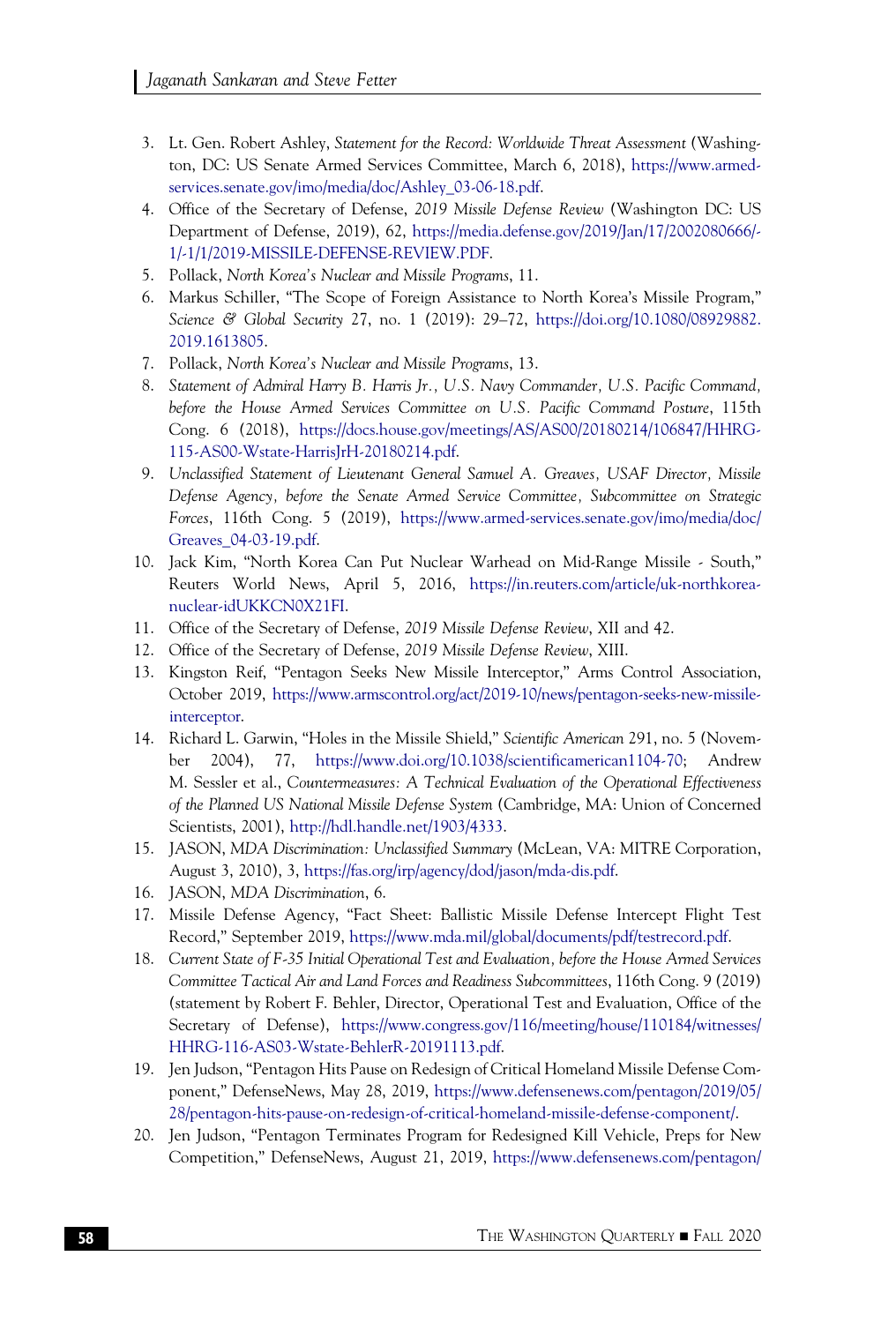3. Lt. Gen. Robert Ashley, *Statement for the Record: Worldwide Threat Assessment* (Washington, DC: US Senate Armed Services Committee, March 6, 2018), https://www.armed-services.senate.gov/imo/media/doc/Ashley_03-06-18.pdf.
4. Office of the Secretary of Defense, *2019 Missile Defense Review* (Washington DC: US Department of Defense, 2019), 62, https://media.defense.gov/2019/Jan/17/2002080666/-1/-1/1/2019-MISSILE-DEFENSE-REVIEW.PDF.
5. Pollack, *North Korea's Nuclear and Missile Programs*, 11.
6. Markus Schiller, "The Scope of Foreign Assistance to North Korea's Missile Program," *Science & Global Security* 27, no. 1 (2019): 29–72, https://doi.org/10.1080/08929882.2019.1613805.
7. Pollack, *North Korea's Nuclear and Missile Programs*, 13.
8. *Statement of Admiral Harry B. Harris Jr., U.S. Navy Commander, U.S. Pacific Command, before the House Armed Services Committee on U.S. Pacific Command Posture*, 115th Cong. 6 (2018), https://docs.house.gov/meetings/AS/AS00/20180214/106847/HHRG-115-AS00-Wstate-HarrisJrH-20180214.pdf.
9. *Unclassified Statement of Lieutenant General Samuel A. Greaves, USAF Director, Missile Defense Agency, before the Senate Armed Service Committee, Subcommittee on Strategic Forces*, 116th Cong. 5 (2019), https://www.armed-services.senate.gov/imo/media/doc/Greaves_04-03-19.pdf.
10. Jack Kim, "North Korea Can Put Nuclear Warhead on Mid-Range Missile - South," Reuters World News, April 5, 2016, https://in.reuters.com/article/uk-northkorea-nuclear-idUKKCN0X21FI.
11. Office of the Secretary of Defense, *2019 Missile Defense Review*, XII and 42.
12. Office of the Secretary of Defense, *2019 Missile Defense Review*, XIII.
13. Kingston Reif, "Pentagon Seeks New Missile Interceptor," Arms Control Association, October 2019, https://www.armscontrol.org/act/2019-10/news/pentagon-seeks-new-missile-interceptor.
14. Richard L. Garwin, "Holes in the Missile Shield," *Scientific American* 291, no. 5 (November 2004), 77, https://www.doi.org/10.1038/scientificamerican1104-70; Andrew M. Sessler et al., *Countermeasures: A Technical Evaluation of the Operational Effectiveness of the Planned US National Missile Defense System* (Cambridge, MA: Union of Concerned Scientists, 2001), http://hdl.handle.net/1903/4333.
15. JASON, *MDA Discrimination: Unclassified Summary* (McLean, VA: MITRE Corporation, August 3, 2010), 3, https://fas.org/irp/agency/dod/jason/mda-dis.pdf.
16. JASON, *MDA Discrimination*, 6.
17. Missile Defense Agency, "Fact Sheet: Ballistic Missile Defense Intercept Flight Test Record," September 2019, https://www.mda.mil/global/documents/pdf/testrecord.pdf.
18. *Current State of F-35 Initial Operational Test and Evaluation, before the House Armed Services Committee Tactical Air and Land Forces and Readiness Subcommittees*, 116th Cong. 9 (2019) (statement by Robert F. Behler, Director, Operational Test and Evaluation, Office of the Secretary of Defense), https://www.congress.gov/116/meeting/house/110184/witnesses/HHRG-116-AS03-Wstate-BehlerR-20191113.pdf.
19. Jen Judson, "Pentagon Hits Pause on Redesign of Critical Homeland Missile Defense Component," DefenseNews, May 28, 2019, https://www.defensenews.com/pentagon/2019/05/28/pentagon-hits-pause-on-redesign-of-critical-homeland-missile-defense-component/.
20. Jen Judson, "Pentagon Terminates Program for Redesigned Kill Vehicle, Preps for New Competition," DefenseNews, August 21, 2019, https://www.defensenews.com/pentagon/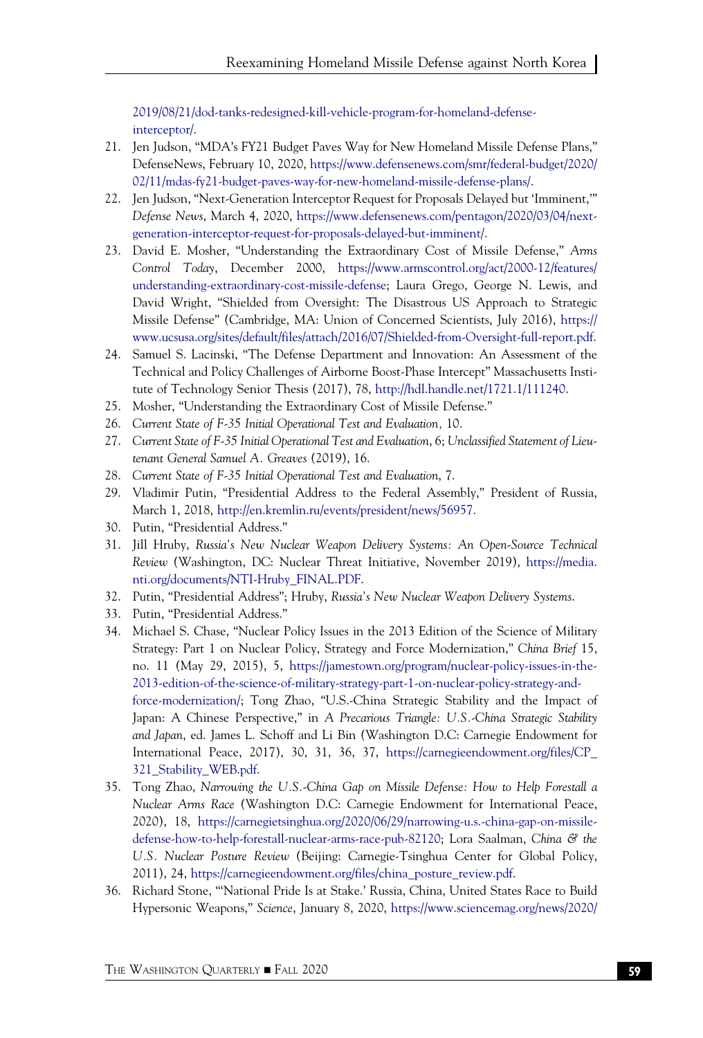2019/08/21/dod-tanks-redesigned-kill-vehicle-program-for-homeland-defense-interceptor/.

21. Jen Judson, "MDA's FY21 Budget Paves Way for New Homeland Missile Defense Plans," DefenseNews, February 10, 2020, https://www.defensenews.com/smr/federal-budget/2020/02/11/mdas-fy21-budget-paves-way-for-new-homeland-missile-defense-plans/.
22. Jen Judson, "Next-Generation Interceptor Request for Proposals Delayed but 'Imminent,'" *Defense News*, March 4, 2020, https://www.defensenews.com/pentagon/2020/03/04/next-generation-interceptor-request-for-proposals-delayed-but-imminent/.
23. David E. Mosher, "Understanding the Extraordinary Cost of Missile Defense," *Arms Control Today*, December 2000, https://www.armscontrol.org/act/2000-12/features/understanding-extraordinary-cost-missile-defense; Laura Grego, George N. Lewis, and David Wright, "Shielded from Oversight: The Disastrous US Approach to Strategic Missile Defense" (Cambridge, MA: Union of Concerned Scientists, July 2016), https://www.ucsusa.org/sites/default/files/attach/2016/07/Shielded-from-Oversight-full-report.pdf.
24. Samuel S. Lacinski, "The Defense Department and Innovation: An Assessment of the Technical and Policy Challenges of Airborne Boost-Phase Intercept" Massachusetts Institute of Technology Senior Thesis (2017), 78, http://hdl.handle.net/1721.1/111240.
25. Mosher, "Understanding the Extraordinary Cost of Missile Defense."
26. *Current State of F-35 Initial Operational Test and Evaluation*, 10.
27. *Current State of F-35 Initial Operational Test and Evaluation*, 6; *Unclassified Statement of Lieutenant General Samuel A. Greaves* (2019), 16.
28. *Current State of F-35 Initial Operational Test and Evaluation*, 7.
29. Vladimir Putin, "Presidential Address to the Federal Assembly," President of Russia, March 1, 2018, http://en.kremlin.ru/events/president/news/56957.
30. Putin, "Presidential Address."
31. Jill Hruby, *Russia's New Nuclear Weapon Delivery Systems: An Open-Source Technical Review* (Washington, DC: Nuclear Threat Initiative, November 2019), https://media.nti.org/documents/NTI-Hruby_FINAL.PDF.
32. Putin, "Presidential Address"; Hruby, *Russia's New Nuclear Weapon Delivery Systems*.
33. Putin, "Presidential Address."
34. Michael S. Chase, "Nuclear Policy Issues in the 2013 Edition of the Science of Military Strategy: Part 1 on Nuclear Policy, Strategy and Force Modernization," *China Brief* 15, no. 11 (May 29, 2015), 5, https://jamestown.org/program/nuclear-policy-issues-in-the-2013-edition-of-the-science-of-military-strategy-part-1-on-nuclear-policy-strategy-and-force-modernization/; Tong Zhao, "U.S.-China Strategic Stability and the Impact of Japan: A Chinese Perspective," in *A Precarious Triangle: U.S.-China Strategic Stability and Japan*, ed. James L. Schoff and Li Bin (Washington D.C: Carnegie Endowment for International Peace, 2017), 30, 31, 36, 37, https://carnegieendowment.org/files/CP_321_Stability_WEB.pdf.
35. Tong Zhao, *Narrowing the U.S.-China Gap on Missile Defense: How to Help Forestall a Nuclear Arms Race* (Washington D.C: Carnegie Endowment for International Peace, 2020), 18, https://carnegietsinghua.org/2020/06/29/narrowing-u.s.-china-gap-on-missile-defense-how-to-help-forestall-nuclear-arms-race-pub-82120; Lora Saalman, *China & the U.S. Nuclear Posture Review* (Beijing: Carnegie-Tsinghua Center for Global Policy, 2011), 24, https://carnegieendowment.org/files/china_posture_review.pdf.
36. Richard Stone, "'National Pride Is at Stake.' Russia, China, United States Race to Build Hypersonic Weapons," *Science*, January 8, 2020, https://www.sciencemag.org/news/2020/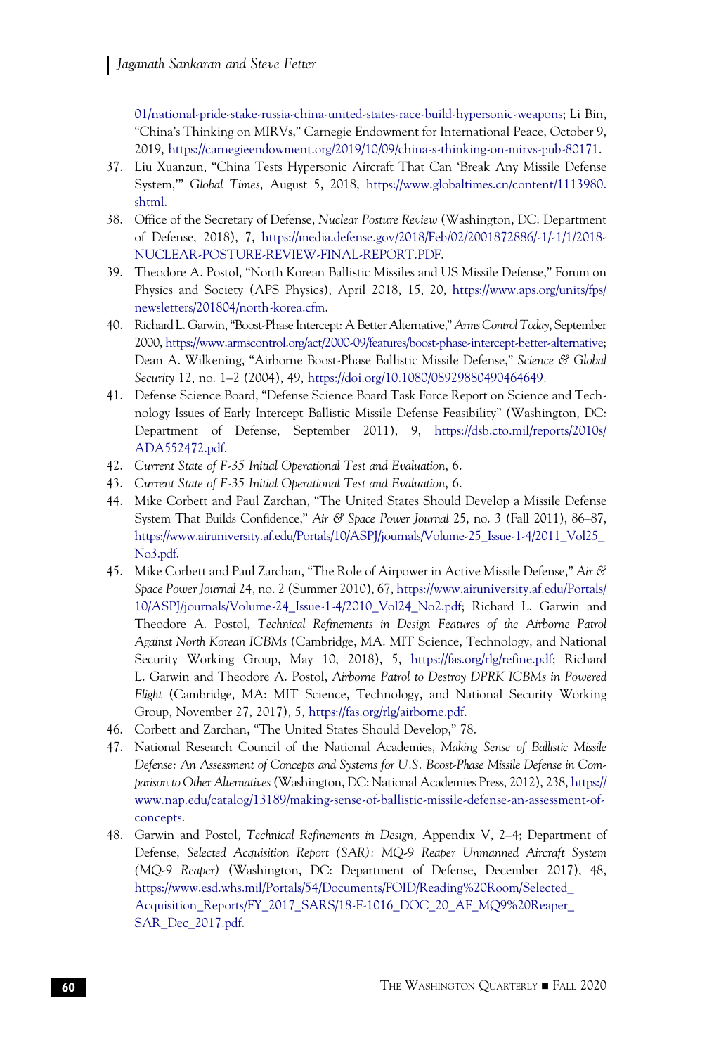01/national-pride-stake-russia-china-united-states-race-build-hypersonic-weapons; Li Bin, "China's Thinking on MIRVs," Carnegie Endowment for International Peace, October 9, 2019, https://carnegieendowment.org/2019/10/09/china-s-thinking-on-mirvs-pub-80171.

37. Liu Xuanzun, "China Tests Hypersonic Aircraft That Can 'Break Any Missile Defense System,'" *Global Times*, August 5, 2018, https://www.globaltimes.cn/content/1113980.shtml.
38. Office of the Secretary of Defense, *Nuclear Posture Review* (Washington, DC: Department of Defense, 2018), 7, https://media.defense.gov/2018/Feb/02/2001872886/-1/-1/1/2018-NUCLEAR-POSTURE-REVIEW-FINAL-REPORT.PDF.
39. Theodore A. Postol, "North Korean Ballistic Missiles and US Missile Defense," Forum on Physics and Society (APS Physics), April 2018, 15, 20, https://www.aps.org/units/fps/newsletters/201804/north-korea.cfm.
40. Richard L. Garwin, "Boost-Phase Intercept: A Better Alternative," *Arms Control Today*, September 2000, https://www.armscontrol.org/act/2000-09/features/boost-phase-intercept-better-alternative; Dean A. Wilkening, "Airborne Boost-Phase Ballistic Missile Defense," *Science & Global Security* 12, no. 1–2 (2004), 49, https://doi.org/10.1080/08929880490464649.
41. Defense Science Board, "Defense Science Board Task Force Report on Science and Technology Issues of Early Intercept Ballistic Missile Defense Feasibility" (Washington, DC: Department of Defense, September 2011), 9, https://dsb.cto.mil/reports/2010s/ADA552472.pdf.
42. *Current State of F-35 Initial Operational Test and Evaluation*, 6.
43. *Current State of F-35 Initial Operational Test and Evaluation*, 6.
44. Mike Corbett and Paul Zarchan, "The United States Should Develop a Missile Defense System That Builds Confidence," *Air & Space Power Journal* 25, no. 3 (Fall 2011), 86–87, https://www.airuniversity.af.edu/Portals/10/ASPJ/journals/Volume-25_Issue-1-4/2011_Vol25_No3.pdf.
45. Mike Corbett and Paul Zarchan, "The Role of Airpower in Active Missile Defense," *Air & Space Power Journal* 24, no. 2 (Summer 2010), 67, https://www.airuniversity.af.edu/Portals/10/ASPJ/journals/Volume-24_Issue-1-4/2010_Vol24_No2.pdf; Richard L. Garwin and Theodore A. Postol, *Technical Refinements in Design Features of the Airborne Patrol Against North Korean ICBMs* (Cambridge, MA: MIT Science, Technology, and National Security Working Group, May 10, 2018), 5, https://fas.org/rlg/refine.pdf; Richard L. Garwin and Theodore A. Postol, *Airborne Patrol to Destroy DPRK ICBMs in Powered Flight* (Cambridge, MA: MIT Science, Technology, and National Security Working Group, November 27, 2017), 5, https://fas.org/rlg/airborne.pdf.
46. Corbett and Zarchan, "The United States Should Develop," 78.
47. National Research Council of the National Academies, *Making Sense of Ballistic Missile Defense: An Assessment of Concepts and Systems for U.S. Boost-Phase Missile Defense in Comparison to Other Alternatives* (Washington, DC: National Academies Press, 2012), 238, https://www.nap.edu/catalog/13189/making-sense-of-ballistic-missile-defense-an-assessment-of-concepts.
48. Garwin and Postol, *Technical Refinements in Design*, Appendix V, 2–4; Department of Defense, *Selected Acquisition Report (SAR): MQ-9 Reaper Unmanned Aircraft System (MQ-9 Reaper)* (Washington, DC: Department of Defense, December 2017), 48, https://www.esd.whs.mil/Portals/54/Documents/FOID/Reading%20Room/Selected_Acquisition_Reports/FY_2017_SARS/18-F-1016_DOC_20_AF_MQ9%20Reaper_SAR_Dec_2017.pdf.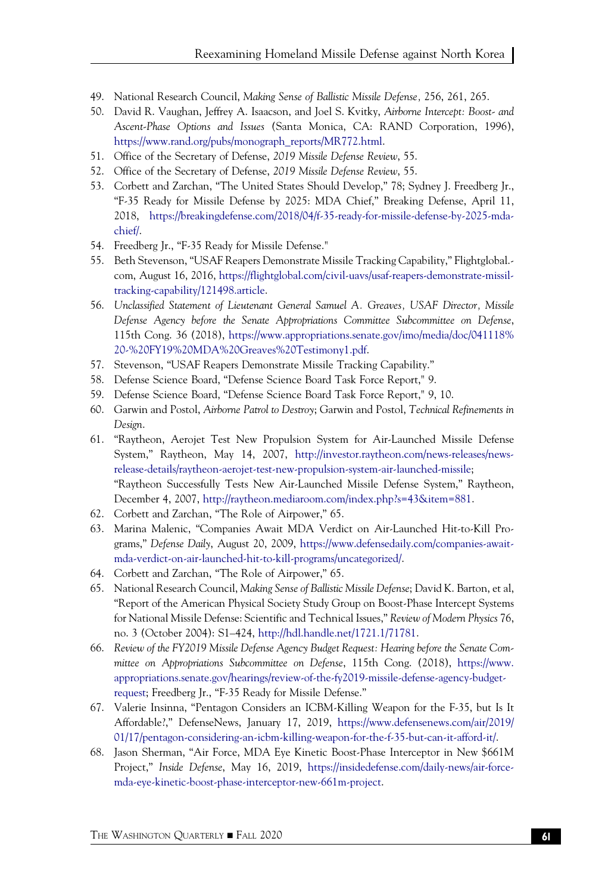49. National Research Council, *Making Sense of Ballistic Missile Defense*, 256, 261, 265.
50. David R. Vaughan, Jeffrey A. Isaacson, and Joel S. Kvitky, *Airborne Intercept: Boost- and Ascent-Phase Options and Issues* (Santa Monica, CA: RAND Corporation, 1996), https://www.rand.org/pubs/monograph_reports/MR772.html.
51. Office of the Secretary of Defense, *2019 Missile Defense Review*, 55.
52. Office of the Secretary of Defense, *2019 Missile Defense Review*, 55.
53. Corbett and Zarchan, "The United States Should Develop," 78; Sydney J. Freedberg Jr., "F-35 Ready for Missile Defense by 2025: MDA Chief," Breaking Defense, April 11, 2018, https://breakingdefense.com/2018/04/f-35-ready-for-missile-defense-by-2025-mda-chief/.
54. Freedberg Jr., "F-35 Ready for Missile Defense."
55. Beth Stevenson, "USAF Reapers Demonstrate Missile Tracking Capability," Flightglobal.com, August 16, 2016, https://flightglobal.com/civil-uavs/usaf-reapers-demonstrate-missil-tracking-capability/121498.article.
56. *Unclassified Statement of Lieutenant General Samuel A. Greaves, USAF Director, Missile Defense Agency before the Senate Appropriations Committee Subcommittee on Defense*, 115th Cong. 36 (2018), https://www.appropriations.senate.gov/imo/media/doc/041118%20-%20FY19%20MDA%20Greaves%20Testimony1.pdf.
57. Stevenson, "USAF Reapers Demonstrate Missile Tracking Capability."
58. Defense Science Board, "Defense Science Board Task Force Report," 9.
59. Defense Science Board, "Defense Science Board Task Force Report," 9, 10.
60. Garwin and Postol, *Airborne Patrol to Destroy*; Garwin and Postol, *Technical Refinements in Design*.
61. "Raytheon, Aerojet Test New Propulsion System for Air-Launched Missile Defense System," Raytheon, May 14, 2007, http://investor.raytheon.com/news-releases/news-release-details/raytheon-aerojet-test-new-propulsion-system-air-launched-missile; "Raytheon Successfully Tests New Air-Launched Missile Defense System," Raytheon, December 4, 2007, http://raytheon.mediaroom.com/index.php?s=43&item=881.
62. Corbett and Zarchan, "The Role of Airpower," 65.
63. Marina Malenic, "Companies Await MDA Verdict on Air-Launched Hit-to-Kill Programs," *Defense Daily*, August 20, 2009, https://www.defensedaily.com/companies-await-mda-verdict-on-air-launched-hit-to-kill-programs/uncategorized/.
64. Corbett and Zarchan, "The Role of Airpower," 65.
65. National Research Council, *Making Sense of Ballistic Missile Defense*; David K. Barton, et al, "Report of the American Physical Society Study Group on Boost-Phase Intercept Systems for National Missile Defense: Scientific and Technical Issues," *Review of Modern Physics* 76, no. 3 (October 2004): S1–424, http://hdl.handle.net/1721.1/71781.
66. *Review of the FY2019 Missile Defense Agency Budget Request: Hearing before the Senate Committee on Appropriations Subcommittee on Defense*, 115th Cong. (2018), https://www.appropriations.senate.gov/hearings/review-of-the-fy2019-missile-defense-agency-budget-request; Freedberg Jr., "F-35 Ready for Missile Defense."
67. Valerie Insinna, "Pentagon Considers an ICBM-Killing Weapon for the F-35, but Is It Affordable?," DefenseNews, January 17, 2019, https://www.defensenews.com/air/2019/01/17/pentagon-considering-an-icbm-killing-weapon-for-the-f-35-but-can-it-afford-it/.
68. Jason Sherman, "Air Force, MDA Eye Kinetic Boost-Phase Interceptor in New $661M Project," *Inside Defense*, May 16, 2019, https://insidedefense.com/daily-news/air-force-mda-eye-kinetic-boost-phase-interceptor-new-661m-project.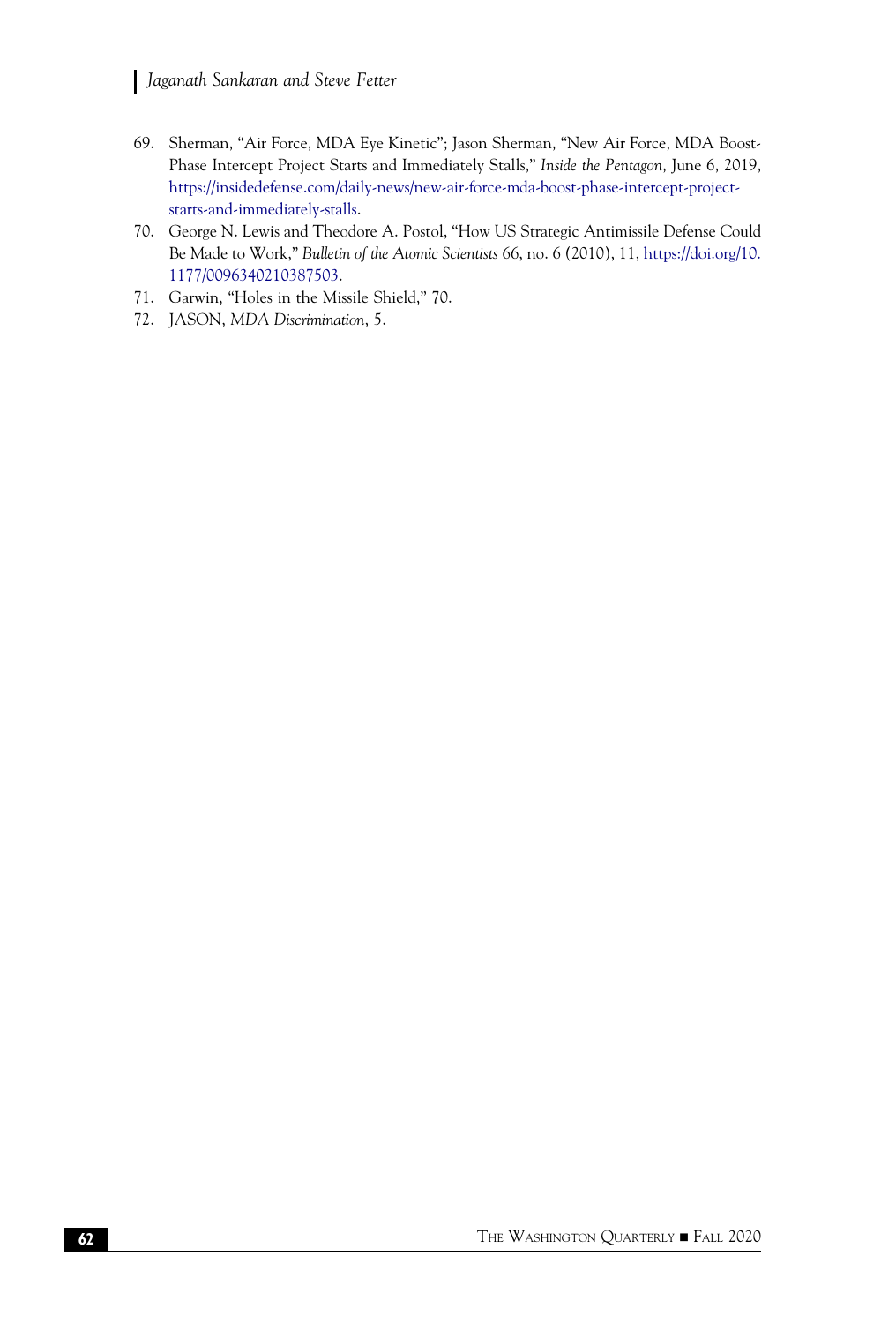69. Sherman, "Air Force, MDA Eye Kinetic"; Jason Sherman, "New Air Force, MDA Boost-Phase Intercept Project Starts and Immediately Stalls," *Inside the Pentagon*, June 6, 2019, https://insidedefense.com/daily-news/new-air-force-mda-boost-phase-intercept-project-starts-and-immediately-stalls.
70. George N. Lewis and Theodore A. Postol, "How US Strategic Antimissile Defense Could Be Made to Work," *Bulletin of the Atomic Scientists* 66, no. 6 (2010), 11, https://doi.org/10.1177/0096340210387503.
71. Garwin, "Holes in the Missile Shield," 70.
72. JASON, *MDA Discrimination*, 5.